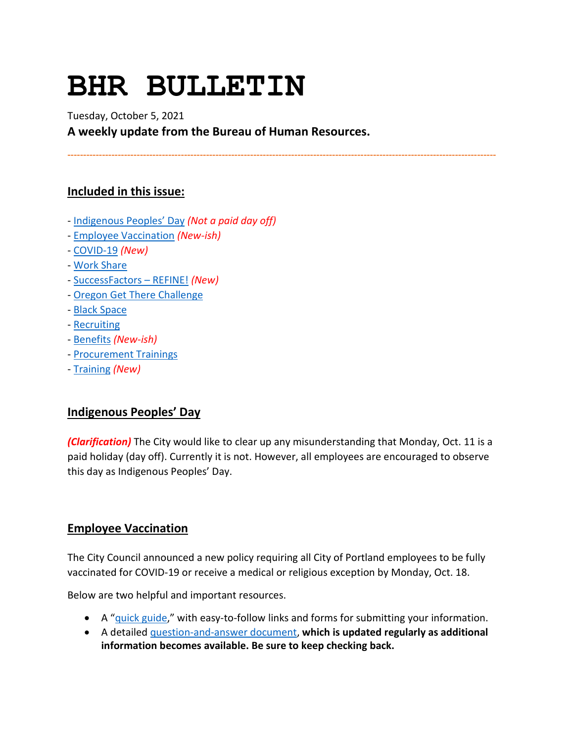# BHR BULLETIN

Tuesday, October 5, 2021

**A weekly update from the Bureau of Human Resources.**

---

## Included in this issue:

- [Indigenous Peoples' Day](#) *(Not a paid day off)*
- [Employee Vaccination](#) *(New-ish)*
- [COVID-19](#) *(New)*
- [Work Share](#)
- [SuccessFactors – REFINE!](#) *(New)*
- [Oregon Get There Challenge](#)
- [Black Space](#)
- [Recruiting](#)
- [Benefits](#) *(New-ish)*
- [Procurement Trainings](#)
- [Training](#) *(New)*

## Indigenous Peoples' Day

***(Clarification)*** The City would like to clear up any misunderstanding that Monday, Oct. 11 is a paid holiday (day off). Currently it is not. However, all employees are encouraged to observe this day as Indigenous Peoples' Day.

## Employee Vaccination

The City Council announced a new policy requiring all City of Portland employees to be fully vaccinated for COVID-19 or receive a medical or religious exception by Monday, Oct. 18.

Below are two helpful and important resources.

- A "[quick guide](#)," with easy-to-follow links and forms for submitting your information.
- A detailed [question-and-answer document](#), **which is updated regularly as additional information becomes available. Be sure to keep checking back.**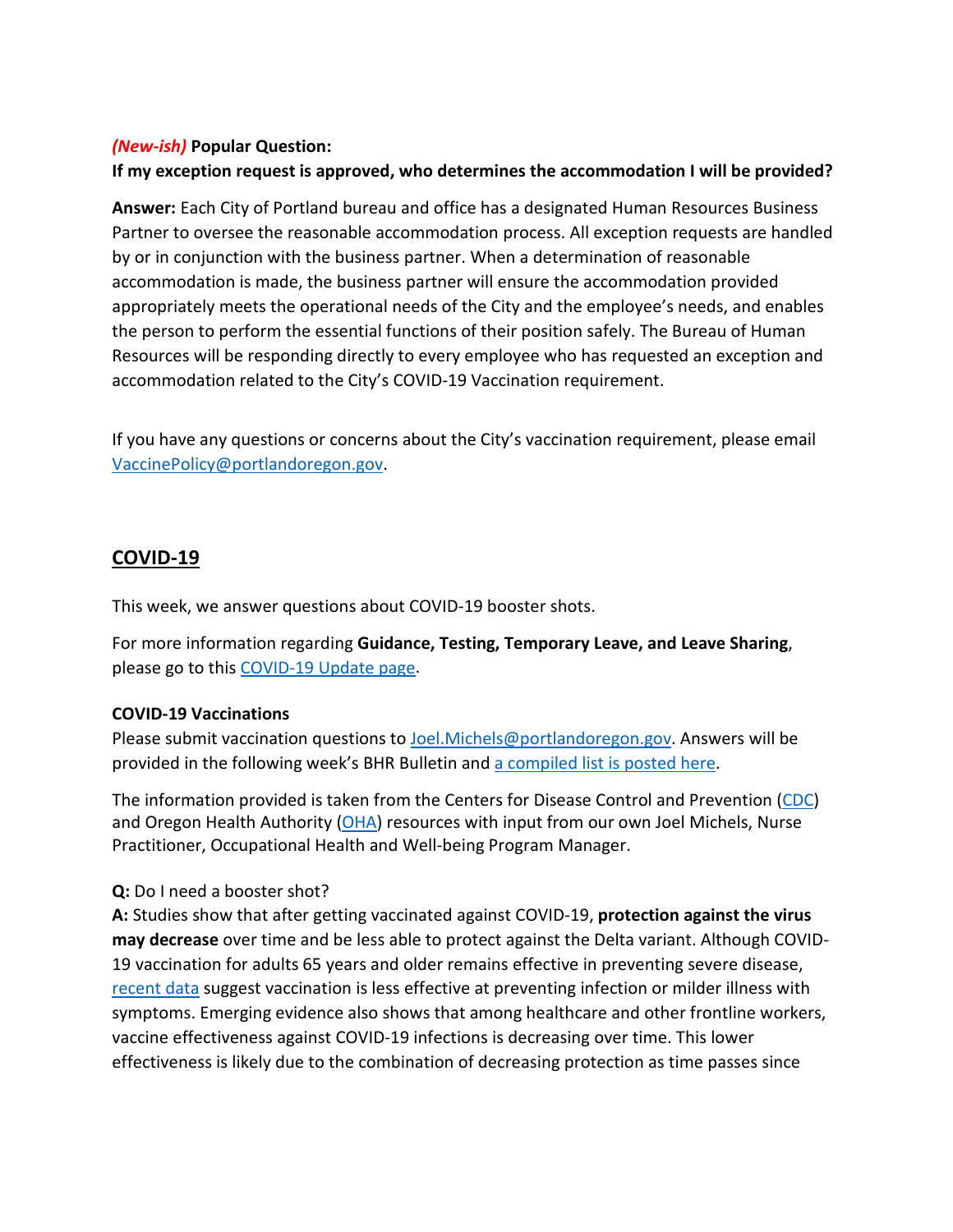***(New-ish)*** **Popular Question:**

**If my exception request is approved, who determines the accommodation I will be provided?**

**Answer:** Each City of Portland bureau and office has a designated Human Resources Business Partner to oversee the reasonable accommodation process. All exception requests are handled by or in conjunction with the business partner. When a determination of reasonable accommodation is made, the business partner will ensure the accommodation provided appropriately meets the operational needs of the City and the employee's needs, and enables the person to perform the essential functions of their position safely. The Bureau of Human Resources will be responding directly to every employee who has requested an exception and accommodation related to the City's COVID-19 Vaccination requirement.

If you have any questions or concerns about the City's vaccination requirement, please email VaccinePolicy@portlandoregon.gov.

## COVID-19

This week, we answer questions about COVID-19 booster shots.

For more information regarding **Guidance, Testing, Temporary Leave, and Leave Sharing**, please go to this COVID-19 Update page.

**COVID-19 Vaccinations**

Please submit vaccination questions to Joel.Michels@portlandoregon.gov. Answers will be provided in the following week's BHR Bulletin and a compiled list is posted here.

The information provided is taken from the Centers for Disease Control and Prevention (CDC) and Oregon Health Authority (OHA) resources with input from our own Joel Michels, Nurse Practitioner, Occupational Health and Well-being Program Manager.

**Q:** Do I need a booster shot?

**A:** Studies show that after getting vaccinated against COVID-19, **protection against the virus may decrease** over time and be less able to protect against the Delta variant. Although COVID-19 vaccination for adults 65 years and older remains effective in preventing severe disease, recent data suggest vaccination is less effective at preventing infection or milder illness with symptoms. Emerging evidence also shows that among healthcare and other frontline workers, vaccine effectiveness against COVID-19 infections is decreasing over time. This lower effectiveness is likely due to the combination of decreasing protection as time passes since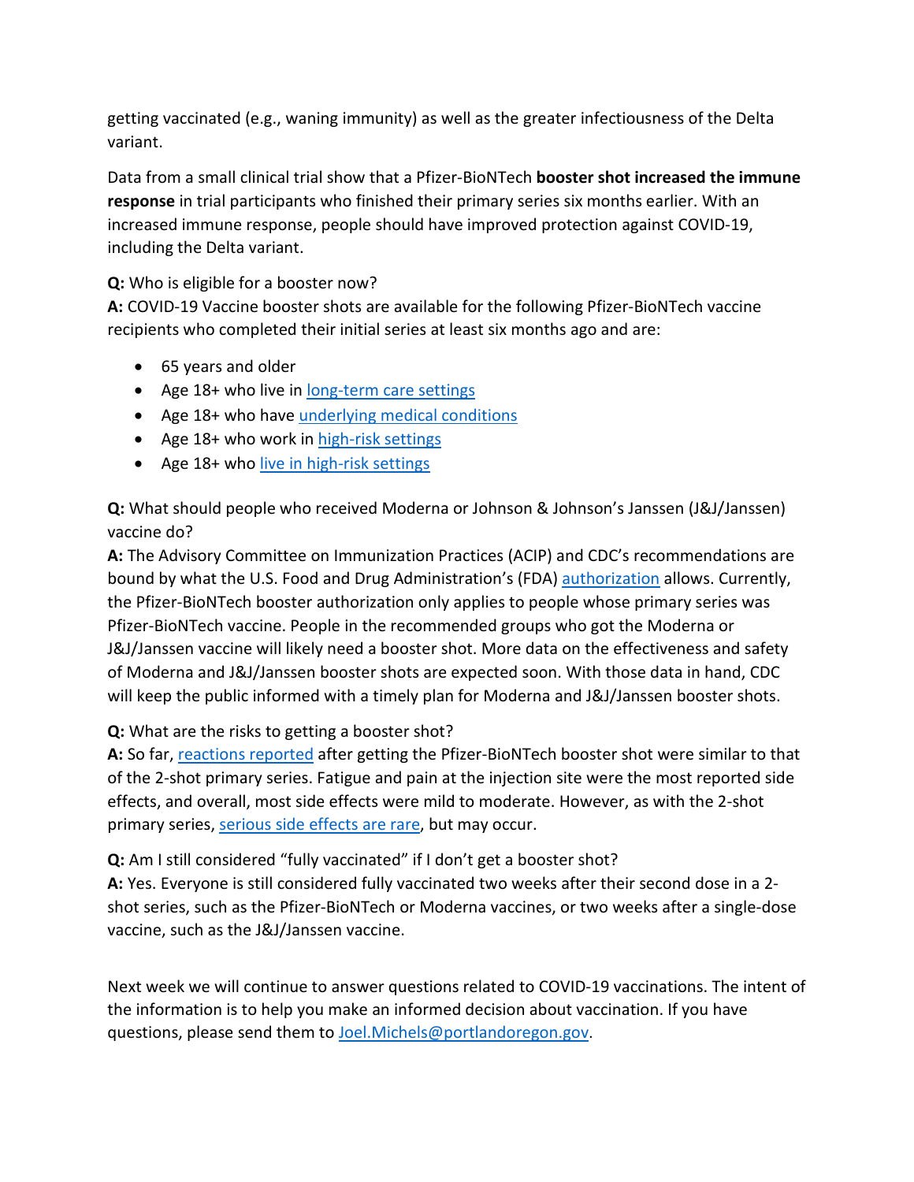getting vaccinated (e.g., waning immunity) as well as the greater infectiousness of the Delta variant.

Data from a small clinical trial show that a Pfizer-BioNTech **booster shot increased the immune response** in trial participants who finished their primary series six months earlier. With an increased immune response, people should have improved protection against COVID-19, including the Delta variant.

**Q:** Who is eligible for a booster now?
**A:** COVID-19 Vaccine booster shots are available for the following Pfizer-BioNTech vaccine recipients who completed their initial series at least six months ago and are:

- 65 years and older
- Age 18+ who live in long-term care settings
- Age 18+ who have underlying medical conditions
- Age 18+ who work in high-risk settings
- Age 18+ who live in high-risk settings

**Q:** What should people who received Moderna or Johnson & Johnson's Janssen (J&J/Janssen) vaccine do?
**A:** The Advisory Committee on Immunization Practices (ACIP) and CDC's recommendations are bound by what the U.S. Food and Drug Administration's (FDA) authorization allows. Currently, the Pfizer-BioNTech booster authorization only applies to people whose primary series was Pfizer-BioNTech vaccine. People in the recommended groups who got the Moderna or J&J/Janssen vaccine will likely need a booster shot. More data on the effectiveness and safety of Moderna and J&J/Janssen booster shots are expected soon. With those data in hand, CDC will keep the public informed with a timely plan for Moderna and J&J/Janssen booster shots.

**Q:** What are the risks to getting a booster shot?
**A:** So far, reactions reported after getting the Pfizer-BioNTech booster shot were similar to that of the 2-shot primary series. Fatigue and pain at the injection site were the most reported side effects, and overall, most side effects were mild to moderate. However, as with the 2-shot primary series, serious side effects are rare, but may occur.

**Q:** Am I still considered "fully vaccinated" if I don't get a booster shot?
**A:** Yes. Everyone is still considered fully vaccinated two weeks after their second dose in a 2-shot series, such as the Pfizer-BioNTech or Moderna vaccines, or two weeks after a single-dose vaccine, such as the J&J/Janssen vaccine.

Next week we will continue to answer questions related to COVID-19 vaccinations. The intent of the information is to help you make an informed decision about vaccination. If you have questions, please send them to Joel.Michels@portlandoregon.gov.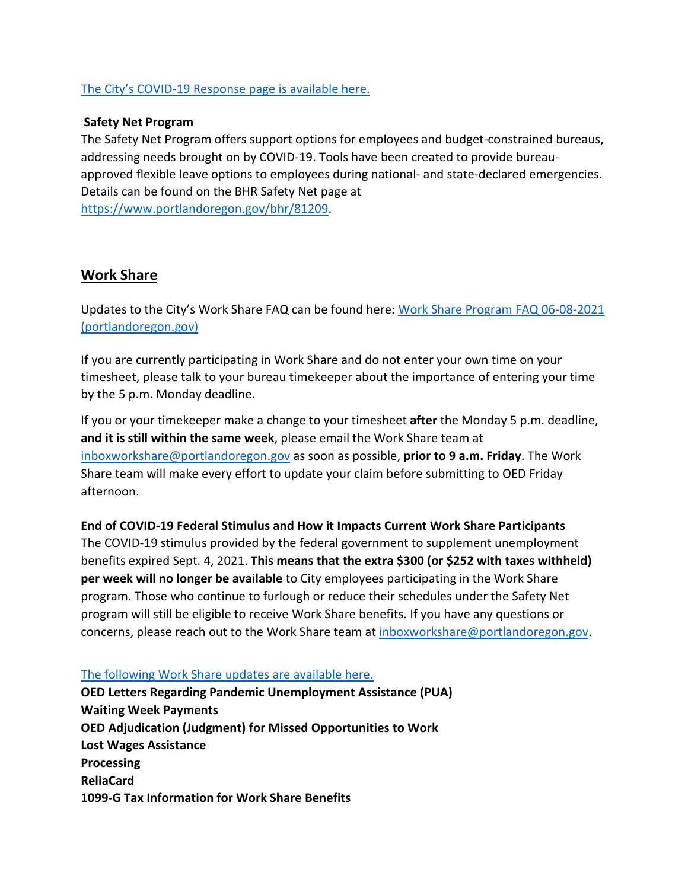[The City's COVID-19 Response page is available here.]

**Safety Net Program**

The Safety Net Program offers support options for employees and budget-constrained bureaus, addressing needs brought on by COVID-19. Tools have been created to provide bureau-approved flexible leave options to employees during national- and state-declared emergencies. Details can be found on the BHR Safety Net page at https://www.portlandoregon.gov/bhr/81209.

## Work Share

Updates to the City's Work Share FAQ can be found here: Work Share Program FAQ 06-08-2021 (portlandoregon.gov)

If you are currently participating in Work Share and do not enter your own time on your timesheet, please talk to your bureau timekeeper about the importance of entering your time by the 5 p.m. Monday deadline.

If you or your timekeeper make a change to your timesheet **after** the Monday 5 p.m. deadline, **and it is still within the same week**, please email the Work Share team at inboxworkshare@portlandoregon.gov as soon as possible, **prior to 9 a.m. Friday**. The Work Share team will make every effort to update your claim before submitting to OED Friday afternoon.

**End of COVID-19 Federal Stimulus and How it Impacts Current Work Share Participants**

The COVID-19 stimulus provided by the federal government to supplement unemployment benefits expired Sept. 4, 2021. **This means that the extra $300 (or $252 with taxes withheld) per week will no longer be available** to City employees participating in the Work Share program. Those who continue to furlough or reduce their schedules under the Safety Net program will still be eligible to receive Work Share benefits. If you have any questions or concerns, please reach out to the Work Share team at inboxworkshare@portlandoregon.gov.

The following Work Share updates are available here.

**OED Letters Regarding Pandemic Unemployment Assistance (PUA)**
**Waiting Week Payments**
**OED Adjudication (Judgment) for Missed Opportunities to Work**
**Lost Wages Assistance**
**Processing**
**ReliaCard**
**1099-G Tax Information for Work Share Benefits**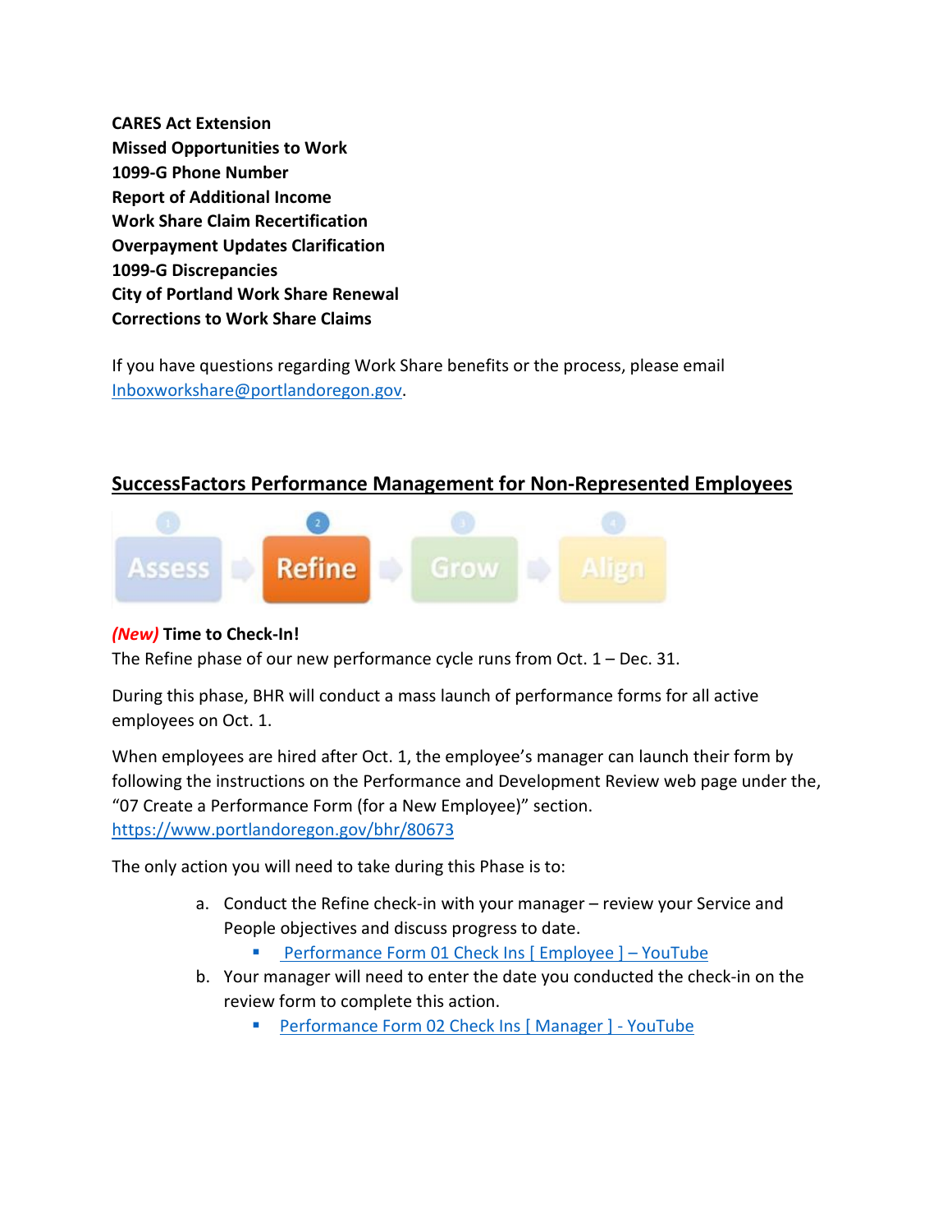**CARES Act Extension**
**Missed Opportunities to Work**
**1099-G Phone Number**
**Report of Additional Income**
**Work Share Claim Recertification**
**Overpayment Updates Clarification**
**1099-G Discrepancies**
**City of Portland Work Share Renewal**
**Corrections to Work Share Claims**

If you have questions regarding Work Share benefits or the process, please email Inboxworkshare@portlandoregon.gov.

## SuccessFactors Performance Management for Non-Represented Employees

1 Assess → 2 Refine → 3 Grow → 4 Align

***(New)*** **Time to Check-In!**

The Refine phase of our new performance cycle runs from Oct. 1 – Dec. 31.

During this phase, BHR will conduct a mass launch of performance forms for all active employees on Oct. 1.

When employees are hired after Oct. 1, the employee's manager can launch their form by following the instructions on the Performance and Development Review web page under the, "07 Create a Performance Form (for a New Employee)" section. https://www.portlandoregon.gov/bhr/80673

The only action you will need to take during this Phase is to:

a. Conduct the Refine check-in with your manager – review your Service and People objectives and discuss progress to date.
   - Performance Form 01 Check Ins [ Employee ] – YouTube
b. Your manager will need to enter the date you conducted the check-in on the review form to complete this action.
   - Performance Form 02 Check Ins [ Manager ] - YouTube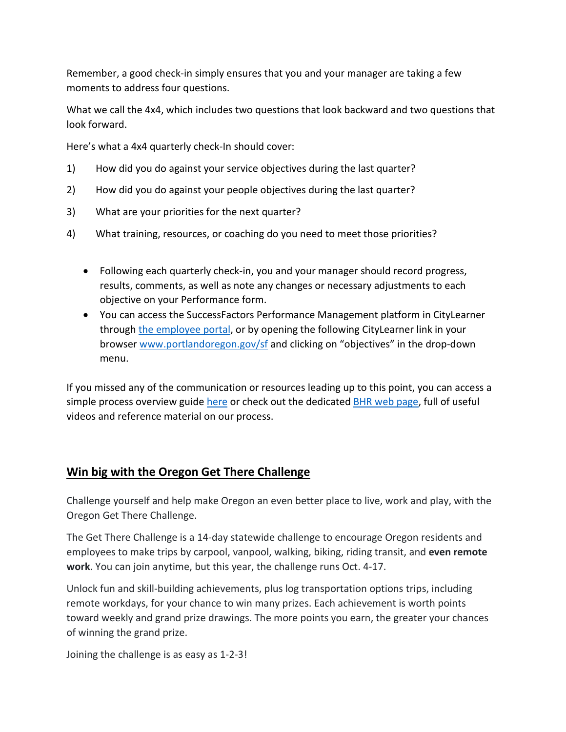Remember, a good check-in simply ensures that you and your manager are taking a few moments to address four questions.

What we call the 4x4, which includes two questions that look backward and two questions that look forward.

Here's what a 4x4 quarterly check-In should cover:

1) How did you do against your service objectives during the last quarter?
2) How did you do against your people objectives during the last quarter?
3) What are your priorities for the next quarter?
4) What training, resources, or coaching do you need to meet those priorities?

- Following each quarterly check-in, you and your manager should record progress, results, comments, as well as note any changes or necessary adjustments to each objective on your Performance form.
- You can access the SuccessFactors Performance Management platform in CityLearner through [the employee portal](), or by opening the following CityLearner link in your browser [www.portlandoregon.gov/sf]() and clicking on "objectives" in the drop-down menu.

If you missed any of the communication or resources leading up to this point, you can access a simple process overview guide [here]() or check out the dedicated [BHR web page](), full of useful videos and reference material on our process.

## Win big with the Oregon Get There Challenge

Challenge yourself and help make Oregon an even better place to live, work and play, with the Oregon Get There Challenge.

The Get There Challenge is a 14-day statewide challenge to encourage Oregon residents and employees to make trips by carpool, vanpool, walking, biking, riding transit, and **even remote work**. You can join anytime, but this year, the challenge runs Oct. 4-17.

Unlock fun and skill-building achievements, plus log transportation options trips, including remote workdays, for your chance to win many prizes. Each achievement is worth points toward weekly and grand prize drawings. The more points you earn, the greater your chances of winning the grand prize.

Joining the challenge is as easy as 1-2-3!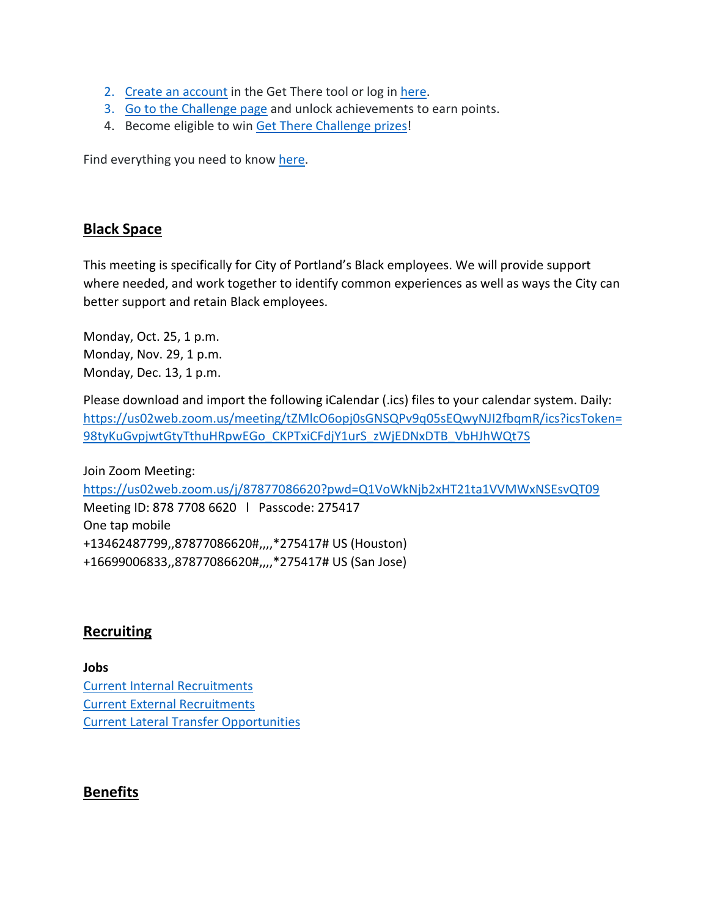2. Create an account in the Get There tool or log in here.
3. Go to the Challenge page and unlock achievements to earn points.
4. Become eligible to win Get There Challenge prizes!

Find everything you need to know here.

## Black Space

This meeting is specifically for City of Portland's Black employees. We will provide support where needed, and work together to identify common experiences as well as ways the City can better support and retain Black employees.

Monday, Oct. 25, 1 p.m.
Monday, Nov. 29, 1 p.m.
Monday, Dec. 13, 1 p.m.

Please download and import the following iCalendar (.ics) files to your calendar system. Daily: https://us02web.zoom.us/meeting/tZMlcO6opj0sGNSQPv9q05sEQwyNJI2fbqmR/ics?icsToken=98tyKuGvpjwtGtyTthuHRpwEGo_CKPTxiCFdjY1urS_zWjEDNxDTB_VbHJhWQt7S

Join Zoom Meeting:
https://us02web.zoom.us/j/87877086620?pwd=Q1VoWkNjb2xHT21ta1VVMWxNSEsvQT09
Meeting ID: 878 7708 6620 l Passcode: 275417
One tap mobile
+13462487799,,87877086620#,,,,*275417# US (Houston)
+16699006833,,87877086620#,,,,*275417# US (San Jose)

## Recruiting

**Jobs**
Current Internal Recruitments
Current External Recruitments
Current Lateral Transfer Opportunities

## Benefits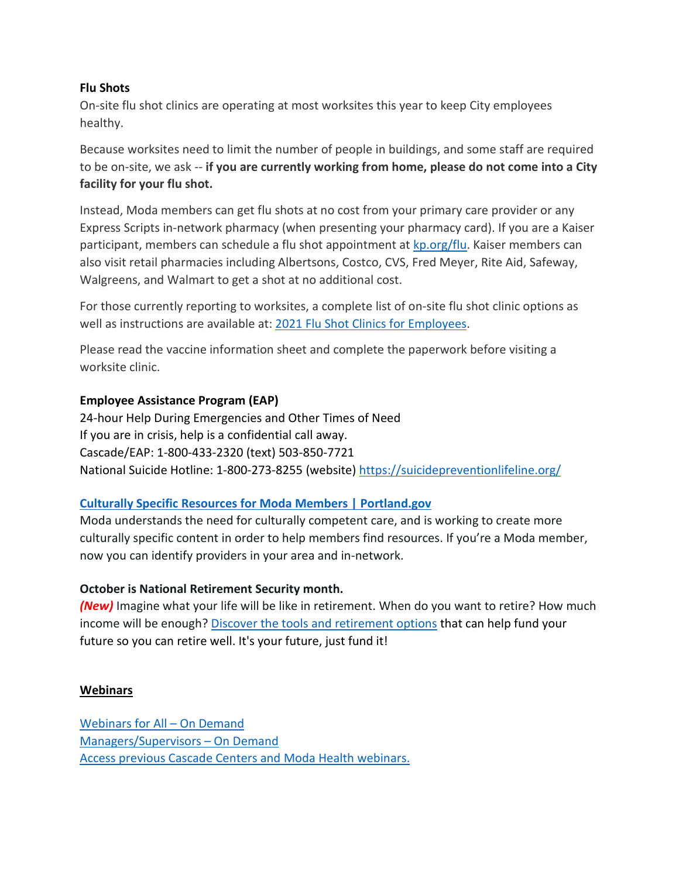**Flu Shots**

On-site flu shot clinics are operating at most worksites this year to keep City employees healthy.

Because worksites need to limit the number of people in buildings, and some staff are required to be on-site, we ask -- **if you are currently working from home, please do not come into a City facility for your flu shot.**

Instead, Moda members can get flu shots at no cost from your primary care provider or any Express Scripts in-network pharmacy (when presenting your pharmacy card). If you are a Kaiser participant, members can schedule a flu shot appointment at kp.org/flu. Kaiser members can also visit retail pharmacies including Albertsons, Costco, CVS, Fred Meyer, Rite Aid, Safeway, Walgreens, and Walmart to get a shot at no additional cost.

For those currently reporting to worksites, a complete list of on-site flu shot clinic options as well as instructions are available at: 2021 Flu Shot Clinics for Employees.

Please read the vaccine information sheet and complete the paperwork before visiting a worksite clinic.

**Employee Assistance Program (EAP)**

24-hour Help During Emergencies and Other Times of Need
If you are in crisis, help is a confidential call away.
Cascade/EAP: 1-800-433-2320 (text) 503-850-7721
National Suicide Hotline: 1-800-273-8255 (website) https://suicidepreventionlifeline.org/

**Culturally Specific Resources for Moda Members | Portland.gov**

Moda understands the need for culturally competent care, and is working to create more culturally specific content in order to help members find resources. If you're a Moda member, now you can identify providers in your area and in-network.

**October is National Retirement Security month.**

***(New)*** Imagine what your life will be like in retirement. When do you want to retire? How much income will be enough? Discover the tools and retirement options that can help fund your future so you can retire well. It's your future, just fund it!

**Webinars**

Webinars for All – On Demand
Managers/Supervisors – On Demand
Access previous Cascade Centers and Moda Health webinars.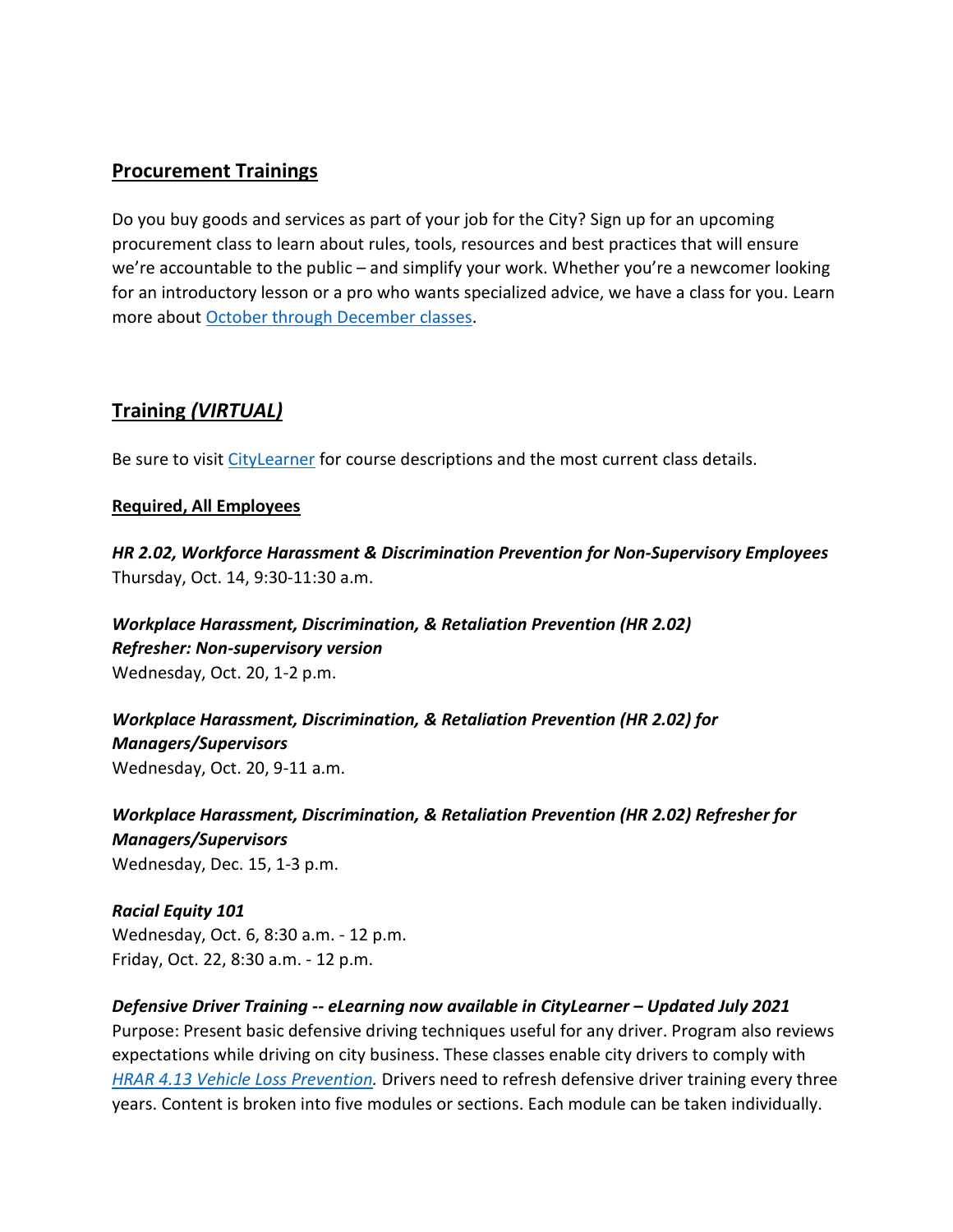## Procurement Trainings

Do you buy goods and services as part of your job for the City? Sign up for an upcoming procurement class to learn about rules, tools, resources and best practices that will ensure we're accountable to the public – and simplify your work. Whether you're a newcomer looking for an introductory lesson or a pro who wants specialized advice, we have a class for you. Learn more about October through December classes.

## Training *(VIRTUAL)*

Be sure to visit CityLearner for course descriptions and the most current class details.

### Required, All Employees

***HR 2.02, Workforce Harassment & Discrimination Prevention for Non-Supervisory Employees***
Thursday, Oct. 14, 9:30-11:30 a.m.

***Workplace Harassment, Discrimination, & Retaliation Prevention (HR 2.02) Refresher: Non-supervisory version***
Wednesday, Oct. 20, 1-2 p.m.

***Workplace Harassment, Discrimination, & Retaliation Prevention (HR 2.02) for Managers/Supervisors***
Wednesday, Oct. 20, 9-11 a.m.

***Workplace Harassment, Discrimination, & Retaliation Prevention (HR 2.02) Refresher for Managers/Supervisors***
Wednesday, Dec. 15, 1-3 p.m.

***Racial Equity 101***
Wednesday, Oct. 6, 8:30 a.m. - 12 p.m.
Friday, Oct. 22, 8:30 a.m. - 12 p.m.

***Defensive Driver Training -- eLearning now available in CityLearner – Updated July 2021***
Purpose: Present basic defensive driving techniques useful for any driver. Program also reviews expectations while driving on city business. These classes enable city drivers to comply with *HRAR 4.13 Vehicle Loss Prevention.* Drivers need to refresh defensive driver training every three years. Content is broken into five modules or sections. Each module can be taken individually.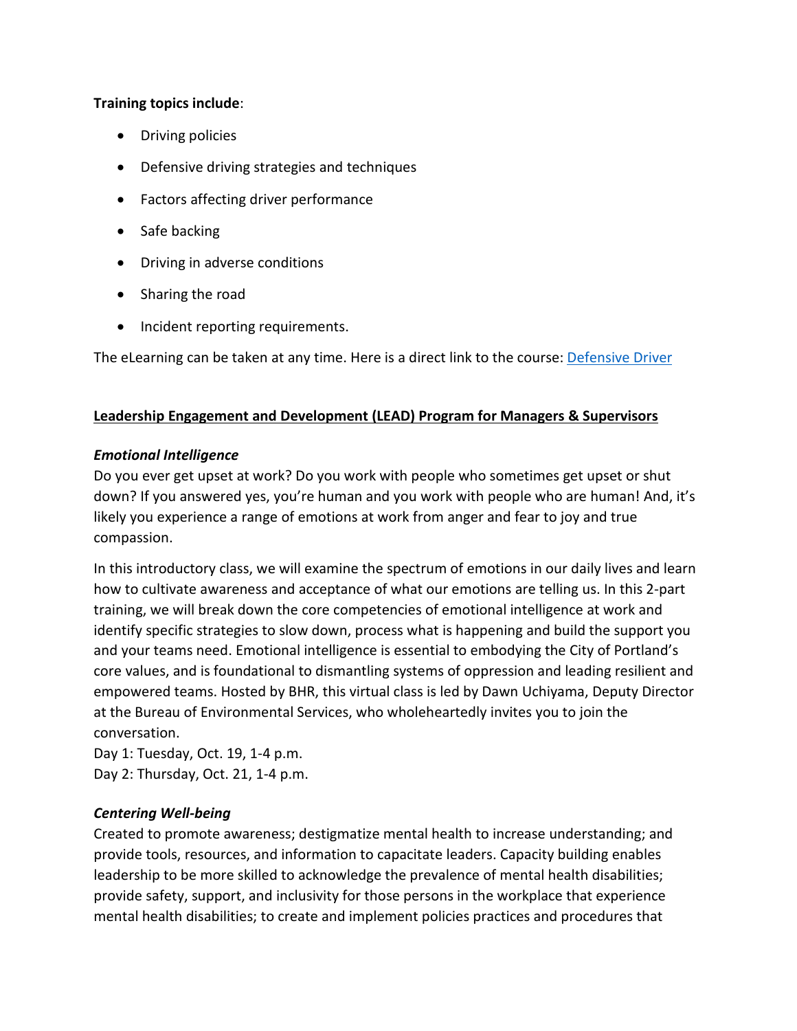**Training topics include**:

- Driving policies
- Defensive driving strategies and techniques
- Factors affecting driver performance
- Safe backing
- Driving in adverse conditions
- Sharing the road
- Incident reporting requirements.

The eLearning can be taken at any time. Here is a direct link to the course: [Defensive Driver]

**Leadership Engagement and Development (LEAD) Program for Managers & Supervisors**

***Emotional Intelligence***

Do you ever get upset at work? Do you work with people who sometimes get upset or shut down? If you answered yes, you're human and you work with people who are human! And, it's likely you experience a range of emotions at work from anger and fear to joy and true compassion.

In this introductory class, we will examine the spectrum of emotions in our daily lives and learn how to cultivate awareness and acceptance of what our emotions are telling us. In this 2-part training, we will break down the core competencies of emotional intelligence at work and identify specific strategies to slow down, process what is happening and build the support you and your teams need. Emotional intelligence is essential to embodying the City of Portland's core values, and is foundational to dismantling systems of oppression and leading resilient and empowered teams. Hosted by BHR, this virtual class is led by Dawn Uchiyama, Deputy Director at the Bureau of Environmental Services, who wholeheartedly invites you to join the conversation.

Day 1: Tuesday, Oct. 19, 1-4 p.m.
Day 2: Thursday, Oct. 21, 1-4 p.m.

***Centering Well-being***

Created to promote awareness; destigmatize mental health to increase understanding; and provide tools, resources, and information to capacitate leaders. Capacity building enables leadership to be more skilled to acknowledge the prevalence of mental health disabilities; provide safety, support, and inclusivity for those persons in the workplace that experience mental health disabilities; to create and implement policies practices and procedures that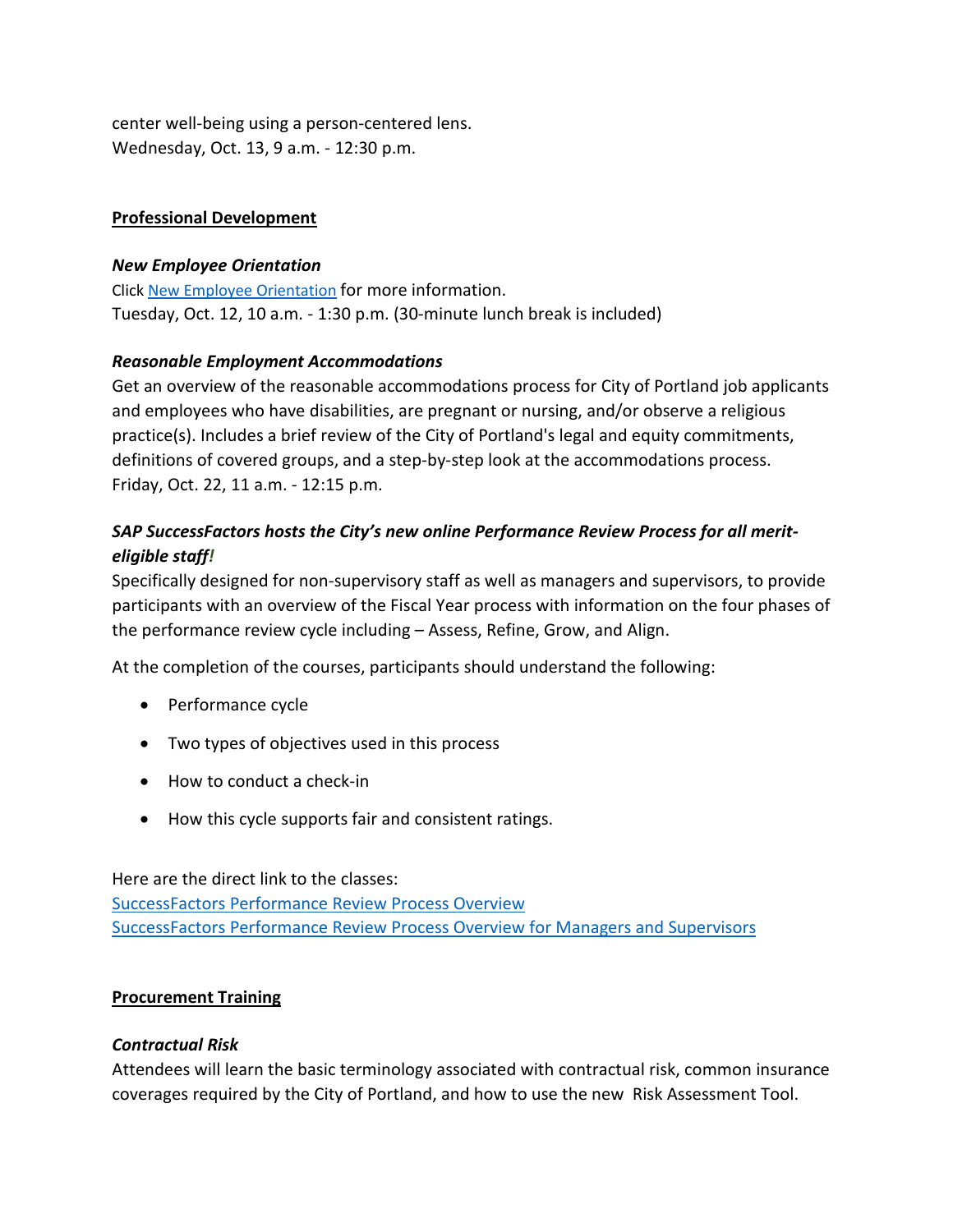center well-being using a person-centered lens.
Wednesday, Oct. 13, 9 a.m. - 12:30 p.m.

**Professional Development**

***New Employee Orientation***

Click [New Employee Orientation]() for more information.
Tuesday, Oct. 12, 10 a.m. - 1:30 p.m. (30-minute lunch break is included)

***Reasonable Employment Accommodations***

Get an overview of the reasonable accommodations process for City of Portland job applicants and employees who have disabilities, are pregnant or nursing, and/or observe a religious practice(s). Includes a brief review of the City of Portland's legal and equity commitments, definitions of covered groups, and a step-by-step look at the accommodations process.
Friday, Oct. 22, 11 a.m. - 12:15 p.m.

***SAP SuccessFactors hosts the City's new online Performance Review Process for all merit-eligible staff!***

Specifically designed for non-supervisory staff as well as managers and supervisors, to provide participants with an overview of the Fiscal Year process with information on the four phases of the performance review cycle including – Assess, Refine, Grow, and Align.

At the completion of the courses, participants should understand the following:

- Performance cycle
- Two types of objectives used in this process
- How to conduct a check-in
- How this cycle supports fair and consistent ratings.

Here are the direct link to the classes:
[SuccessFactors Performance Review Process Overview]()
[SuccessFactors Performance Review Process Overview for Managers and Supervisors]()

**Procurement Training**

***Contractual Risk***

Attendees will learn the basic terminology associated with contractual risk, common insurance coverages required by the City of Portland, and how to use the new Risk Assessment Tool.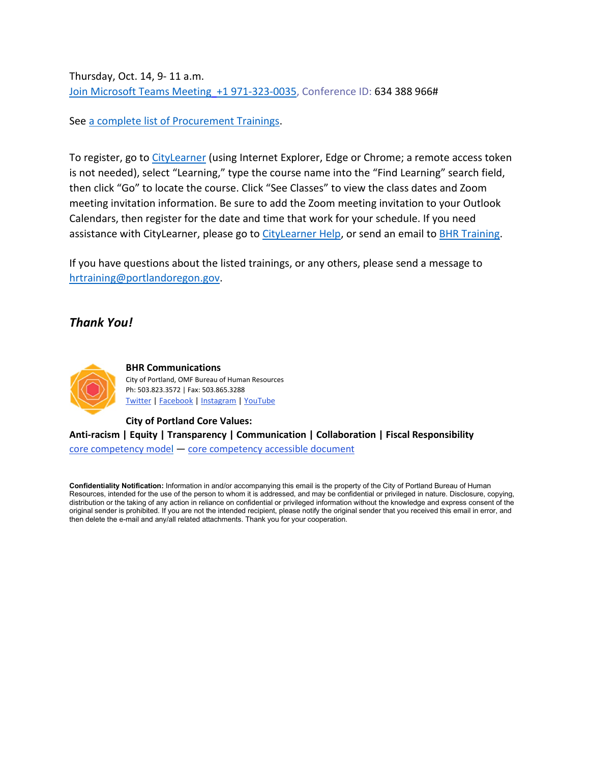Thursday, Oct. 14, 9- 11 a.m.
Join Microsoft Teams Meeting +1 971-323-0035, Conference ID: 634 388 966#

See a complete list of Procurement Trainings.

To register, go to CityLearner (using Internet Explorer, Edge or Chrome; a remote access token is not needed), select "Learning," type the course name into the "Find Learning" search field, then click "Go" to locate the course. Click "See Classes" to view the class dates and Zoom meeting invitation information. Be sure to add the Zoom meeting invitation to your Outlook Calendars, then register for the date and time that work for your schedule. If you need assistance with CityLearner, please go to CityLearner Help, or send an email to BHR Training.

If you have questions about the listed trainings, or any others, please send a message to hrtraining@portlandoregon.gov.

***Thank You!***

**BHR Communications**
City of Portland, OMF Bureau of Human Resources
Ph: 503.823.3572 | Fax: 503.865.3288
Twitter | Facebook | Instagram | YouTube

**City of Portland Core Values:**
**Anti-racism | Equity | Transparency | Communication | Collaboration | Fiscal Responsibility**
core competency model — core competency accessible document

**Confidentiality Notification:** Information in and/or accompanying this email is the property of the City of Portland Bureau of Human Resources, intended for the use of the person to whom it is addressed, and may be confidential or privileged in nature. Disclosure, copying, distribution or the taking of any action in reliance on confidential or privileged information without the knowledge and express consent of the original sender is prohibited. If you are not the intended recipient, please notify the original sender that you received this email in error, and then delete the e-mail and any/all related attachments. Thank you for your cooperation.